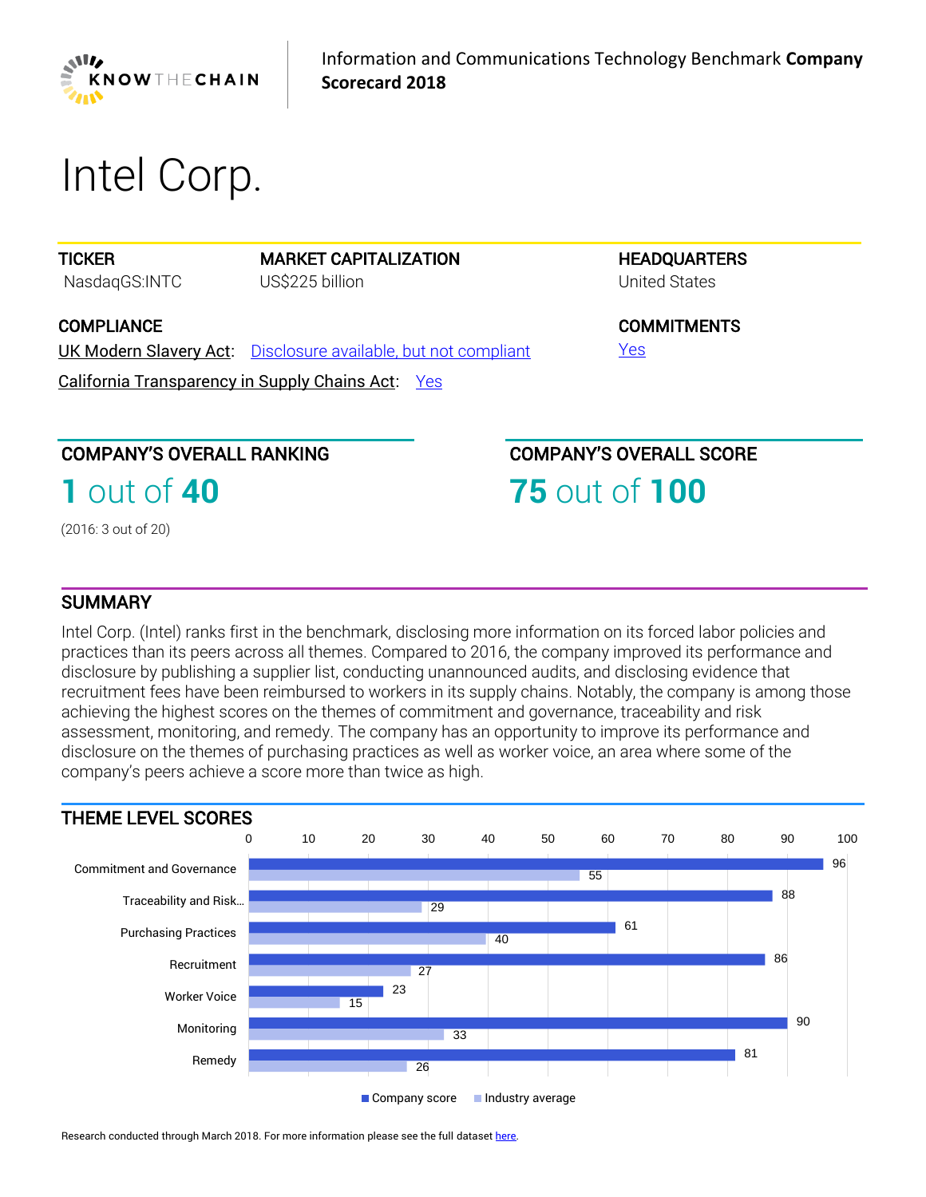Information and Communications Technology Benchmark **Company Scorecard 2018**

# Intel Corp.

**TICKER**
NasdaqGS:INTC

**MARKET CAPITALIZATION**
US$225 billion

**HEADQUARTERS**
United States

**COMPLIANCE**

UK Modern Slavery Act: Disclosure available, but not compliant

California Transparency in Supply Chains Act: Yes

**COMMITMENTS**
Yes

## COMPANY'S OVERALL RANKING

**1** out of **40**

(2016: 3 out of 20)

## COMPANY'S OVERALL SCORE

**75** out of **100**

## SUMMARY

Intel Corp. (Intel) ranks first in the benchmark, disclosing more information on its forced labor policies and practices than its peers across all themes. Compared to 2016, the company improved its performance and disclosure by publishing a supplier list, conducting unannounced audits, and disclosing evidence that recruitment fees have been reimbursed to workers in its supply chains. Notably, the company is among those achieving the highest scores on the themes of commitment and governance, traceability and risk assessment, monitoring, and remedy. The company has an opportunity to improve its performance and disclosure on the themes of purchasing practices as well as worker voice, an area where some of the company's peers achieve a score more than twice as high.

## THEME LEVEL SCORES

| Theme | Company score | Industry average |
|---|---|---|
| Commitment and Governance | 96 | 55 |
| Traceability and Risk... | 88 | 29 |
| Purchasing Practices | 61 | 40 |
| Recruitment | 86 | 27 |
| Worker Voice | 23 | 15 |
| Monitoring | 90 | 33 |
| Remedy | 81 | 26 |

Research conducted through March 2018. For more information please see the full dataset here.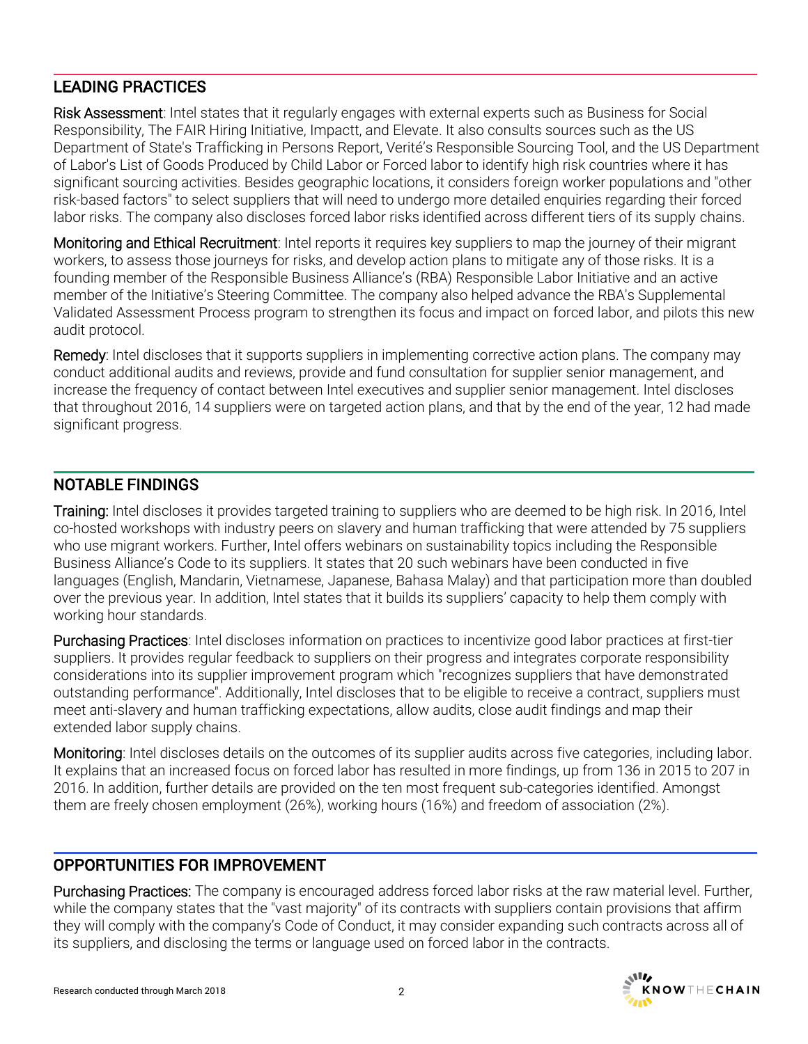## LEADING PRACTICES

**Risk Assessment**: Intel states that it regularly engages with external experts such as Business for Social Responsibility, The FAIR Hiring Initiative, Impactt, and Elevate. It also consults sources such as the US Department of State's Trafficking in Persons Report, Verité's Responsible Sourcing Tool, and the US Department of Labor's List of Goods Produced by Child Labor or Forced labor to identify high risk countries where it has significant sourcing activities. Besides geographic locations, it considers foreign worker populations and "other risk-based factors" to select suppliers that will need to undergo more detailed enquiries regarding their forced labor risks. The company also discloses forced labor risks identified across different tiers of its supply chains.

**Monitoring and Ethical Recruitment**: Intel reports it requires key suppliers to map the journey of their migrant workers, to assess those journeys for risks, and develop action plans to mitigate any of those risks. It is a founding member of the Responsible Business Alliance's (RBA) Responsible Labor Initiative and an active member of the Initiative's Steering Committee. The company also helped advance the RBA's Supplemental Validated Assessment Process program to strengthen its focus and impact on forced labor, and pilots this new audit protocol.

**Remedy**: Intel discloses that it supports suppliers in implementing corrective action plans. The company may conduct additional audits and reviews, provide and fund consultation for supplier senior management, and increase the frequency of contact between Intel executives and supplier senior management. Intel discloses that throughout 2016, 14 suppliers were on targeted action plans, and that by the end of the year, 12 had made significant progress.

## NOTABLE FINDINGS

**Training:** Intel discloses it provides targeted training to suppliers who are deemed to be high risk. In 2016, Intel co-hosted workshops with industry peers on slavery and human trafficking that were attended by 75 suppliers who use migrant workers. Further, Intel offers webinars on sustainability topics including the Responsible Business Alliance's Code to its suppliers. It states that 20 such webinars have been conducted in five languages (English, Mandarin, Vietnamese, Japanese, Bahasa Malay) and that participation more than doubled over the previous year. In addition, Intel states that it builds its suppliers' capacity to help them comply with working hour standards.

**Purchasing Practices**: Intel discloses information on practices to incentivize good labor practices at first-tier suppliers. It provides regular feedback to suppliers on their progress and integrates corporate responsibility considerations into its supplier improvement program which "recognizes suppliers that have demonstrated outstanding performance". Additionally, Intel discloses that to be eligible to receive a contract, suppliers must meet anti-slavery and human trafficking expectations, allow audits, close audit findings and map their extended labor supply chains.

**Monitoring**: Intel discloses details on the outcomes of its supplier audits across five categories, including labor. It explains that an increased focus on forced labor has resulted in more findings, up from 136 in 2015 to 207 in 2016. In addition, further details are provided on the ten most frequent sub-categories identified. Amongst them are freely chosen employment (26%), working hours (16%) and freedom of association (2%).

## OPPORTUNITIES FOR IMPROVEMENT

**Purchasing Practices:** The company is encouraged address forced labor risks at the raw material level. Further, while the company states that the "vast majority" of its contracts with suppliers contain provisions that affirm they will comply with the company's Code of Conduct, it may consider expanding such contracts across all of its suppliers, and disclosing the terms or language used on forced labor in the contracts.

Research conducted through March 2018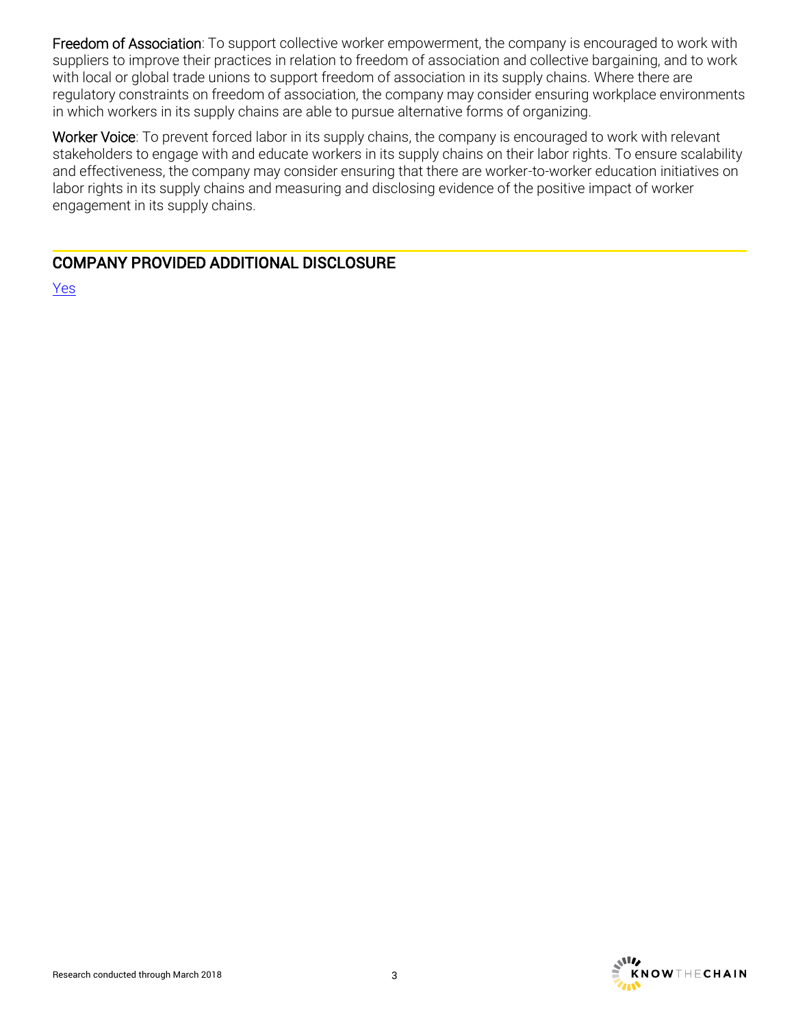**Freedom of Association**: To support collective worker empowerment, the company is encouraged to work with suppliers to improve their practices in relation to freedom of association and collective bargaining, and to work with local or global trade unions to support freedom of association in its supply chains. Where there are regulatory constraints on freedom of association, the company may consider ensuring workplace environments in which workers in its supply chains are able to pursue alternative forms of organizing.

**Worker Voice**: To prevent forced labor in its supply chains, the company is encouraged to work with relevant stakeholders to engage with and educate workers in its supply chains on their labor rights. To ensure scalability and effectiveness, the company may consider ensuring that there are worker-to-worker education initiatives on labor rights in its supply chains and measuring and disclosing evidence of the positive impact of worker engagement in its supply chains.

## COMPANY PROVIDED ADDITIONAL DISCLOSURE

Yes

Research conducted through March 2018